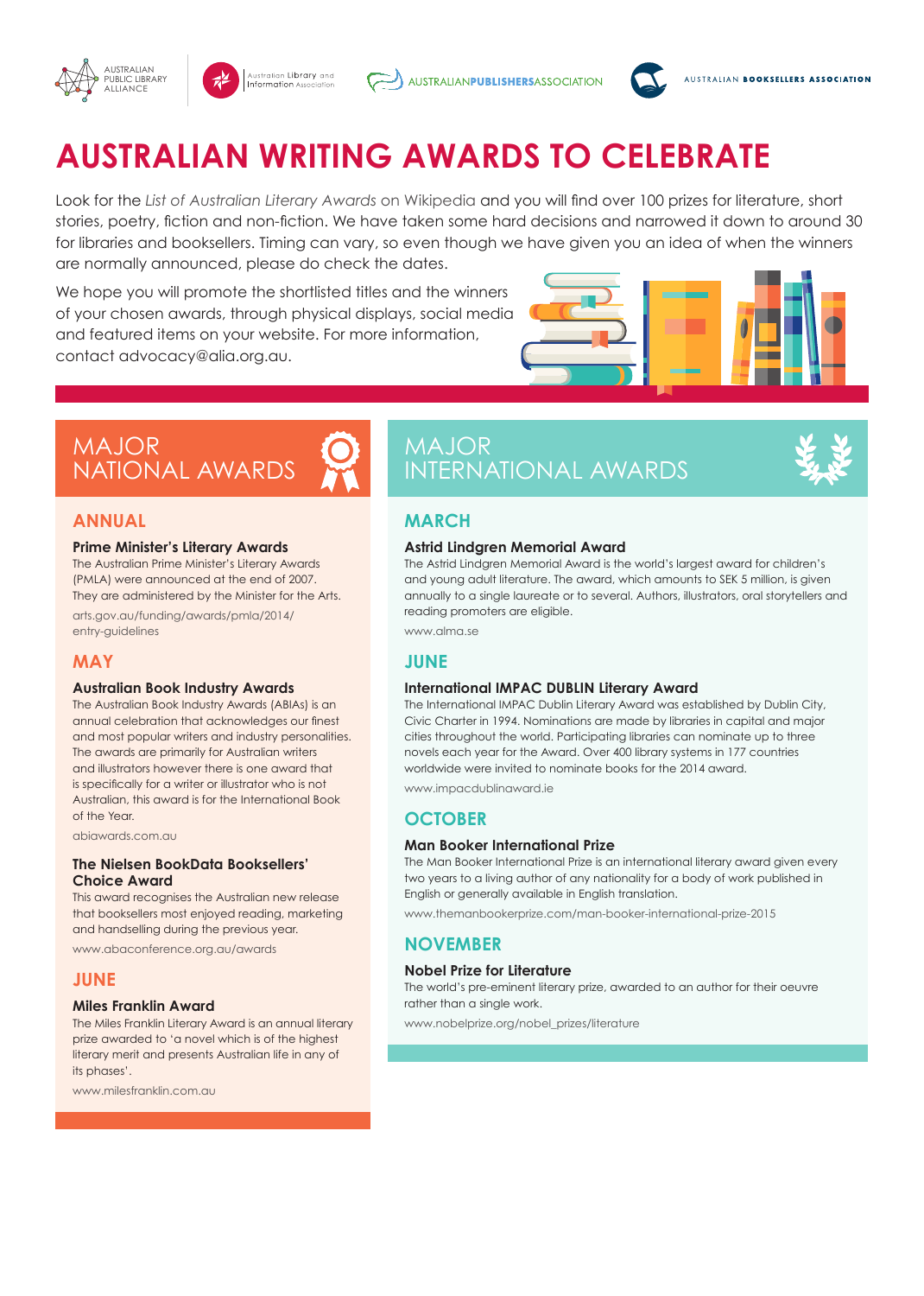# AUSTRALIAN WRITING AWARDS TO CELEBRATE

Look for the *List of Australian Literary Awards* on Wikipedia and you will find over 100 prizes for literature, short stories, poetry, fiction and non-fiction. We have taken some hard decisions and narrowed it down to around 30 for libraries and booksellers. Timing can vary, so even though we have given you an idea of when the winners are normally announced, please do check the dates.

We hope you will promote the shortlisted titles and the winners of your chosen awards, through physical displays, social media and featured items on your website. For more information, contact advocacy@alia.org.au.

## MAJOR NATIONAL AWARDS

### ANNUAL

**Prime Minister's Literary Awards**

The Australian Prime Minister's Literary Awards (PMLA) were announced at the end of 2007. They are administered by the Minister for the Arts.

arts.gov.au/funding/awards/pmla/2014/entry-guidelines

### MAY

**Australian Book Industry Awards**

The Australian Book Industry Awards (ABIAs) is an annual celebration that acknowledges our finest and most popular writers and industry personalities. The awards are primarily for Australian writers and illustrators however there is one award that is specifically for a writer or illustrator who is not Australian, this award is for the International Book of the Year.

abiawards.com.au

**The Nielsen BookData Booksellers' Choice Award**

This award recognises the Australian new release that booksellers most enjoyed reading, marketing and handselling during the previous year.

www.abaconference.org.au/awards

### JUNE

**Miles Franklin Award**

The Miles Franklin Literary Award is an annual literary prize awarded to 'a novel which is of the highest literary merit and presents Australian life in any of its phases'.

www.milesfranklin.com.au

## MAJOR INTERNATIONAL AWARDS

### MARCH

**Astrid Lindgren Memorial Award**

The Astrid Lindgren Memorial Award is the world's largest award for children's and young adult literature. The award, which amounts to SEK 5 million, is given annually to a single laureate or to several. Authors, illustrators, oral storytellers and reading promoters are eligible.

www.alma.se

### JUNE

**International IMPAC DUBLIN Literary Award**

The International IMPAC Dublin Literary Award was established by Dublin City, Civic Charter in 1994. Nominations are made by libraries in capital and major cities throughout the world. Participating libraries can nominate up to three novels each year for the Award. Over 400 library systems in 177 countries worldwide were invited to nominate books for the 2014 award.

www.impacdublinaward.ie

### OCTOBER

**Man Booker International Prize**

The Man Booker International Prize is an international literary award given every two years to a living author of any nationality for a body of work published in English or generally available in English translation.

www.themanbookerprize.com/man-booker-international-prize-2015

### NOVEMBER

**Nobel Prize for Literature**

The world's pre-eminent literary prize, awarded to an author for their oeuvre rather than a single work.

www.nobelprize.org/nobel_prizes/literature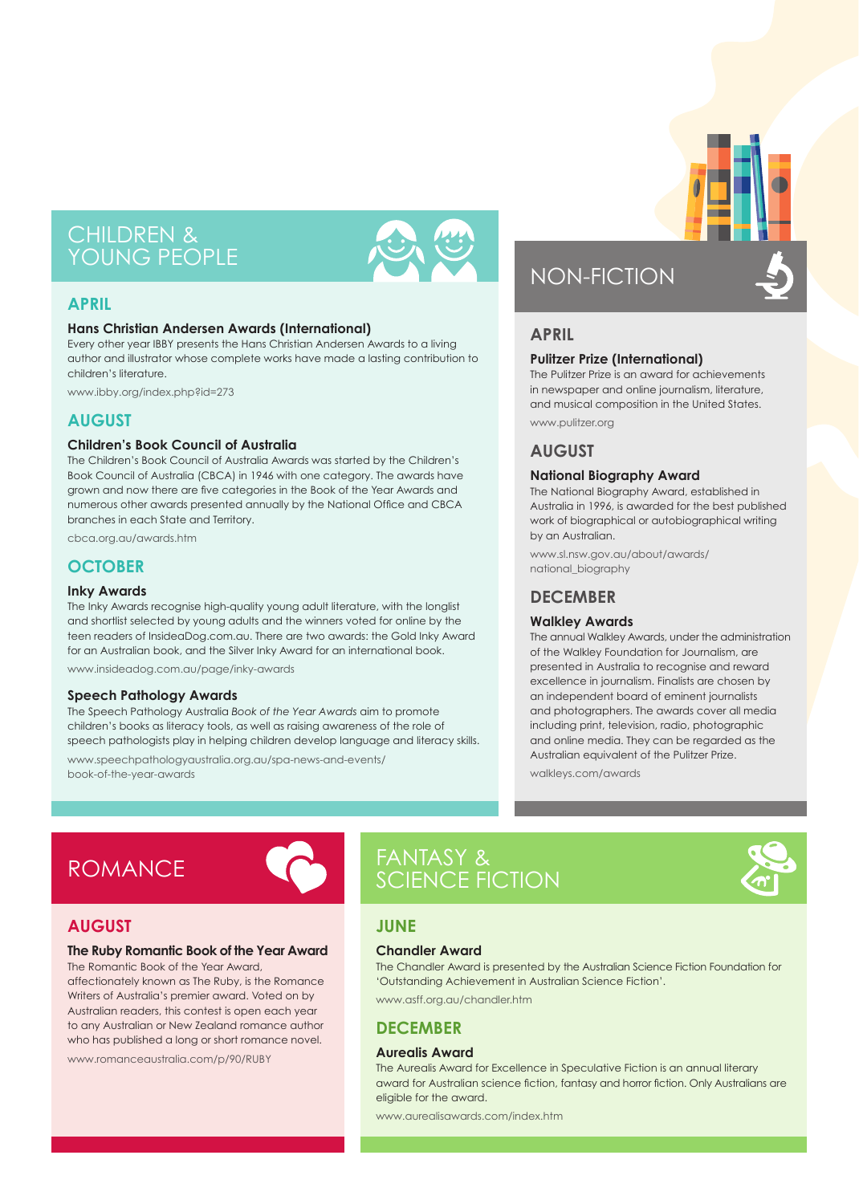## CHILDREN & YOUNG PEOPLE

### APRIL

**Hans Christian Andersen Awards (International)**

Every other year IBBY presents the Hans Christian Andersen Awards to a living author and illustrator whose complete works have made a lasting contribution to children's literature.

www.ibby.org/index.php?id=273

### AUGUST

**Children's Book Council of Australia**

The Children's Book Council of Australia Awards was started by the Children's Book Council of Australia (CBCA) in 1946 with one category. The awards have grown and now there are five categories in the Book of the Year Awards and numerous other awards presented annually by the National Office and CBCA branches in each State and Territory.

cbca.org.au/awards.htm

### OCTOBER

**Inky Awards**

The Inky Awards recognise high-quality young adult literature, with the longlist and shortlist selected by young adults and the winners voted for online by the teen readers of InsideaDog.com.au. There are two awards: the Gold Inky Award for an Australian book, and the Silver Inky Award for an international book.

www.insideadog.com.au/page/inky-awards

**Speech Pathology Awards**

The Speech Pathology Australia *Book of the Year Awards* aim to promote children's books as literacy tools, as well as raising awareness of the role of speech pathologists play in helping children develop language and literacy skills.

www.speechpathologyaustralia.org.au/spa-news-and-events/book-of-the-year-awards

## NON-FICTION

### APRIL

**Pulitzer Prize (International)**

The Pulitzer Prize is an award for achievements in newspaper and online journalism, literature, and musical composition in the United States.

www.pulitzer.org

### AUGUST

**National Biography Award**

The National Biography Award, established in Australia in 1996, is awarded for the best published work of biographical or autobiographical writing by an Australian.

www.sl.nsw.gov.au/about/awards/national_biography

### DECEMBER

**Walkley Awards**

The annual Walkley Awards, under the administration of the Walkley Foundation for Journalism, are presented in Australia to recognise and reward excellence in journalism. Finalists are chosen by an independent board of eminent journalists and photographers. The awards cover all media including print, television, radio, photographic and online media. They can be regarded as the Australian equivalent of the Pulitzer Prize.

walkleys.com/awards

## ROMANCE

### AUGUST

**The Ruby Romantic Book of the Year Award**

The Romantic Book of the Year Award, affectionately known as The Ruby, is the Romance Writers of Australia's premier award. Voted on by Australian readers, this contest is open each year to any Australian or New Zealand romance author who has published a long or short romance novel.

www.romanceaustralia.com/p/90/RUBY

## FANTASY & SCIENCE FICTION

### JUNE

**Chandler Award**

The Chandler Award is presented by the Australian Science Fiction Foundation for 'Outstanding Achievement in Australian Science Fiction'.

www.asff.org.au/chandler.htm

### DECEMBER

**Aurealis Award**

The Aurealis Award for Excellence in Speculative Fiction is an annual literary award for Australian science fiction, fantasy and horror fiction. Only Australians are eligible for the award.

www.aurealisawards.com/index.htm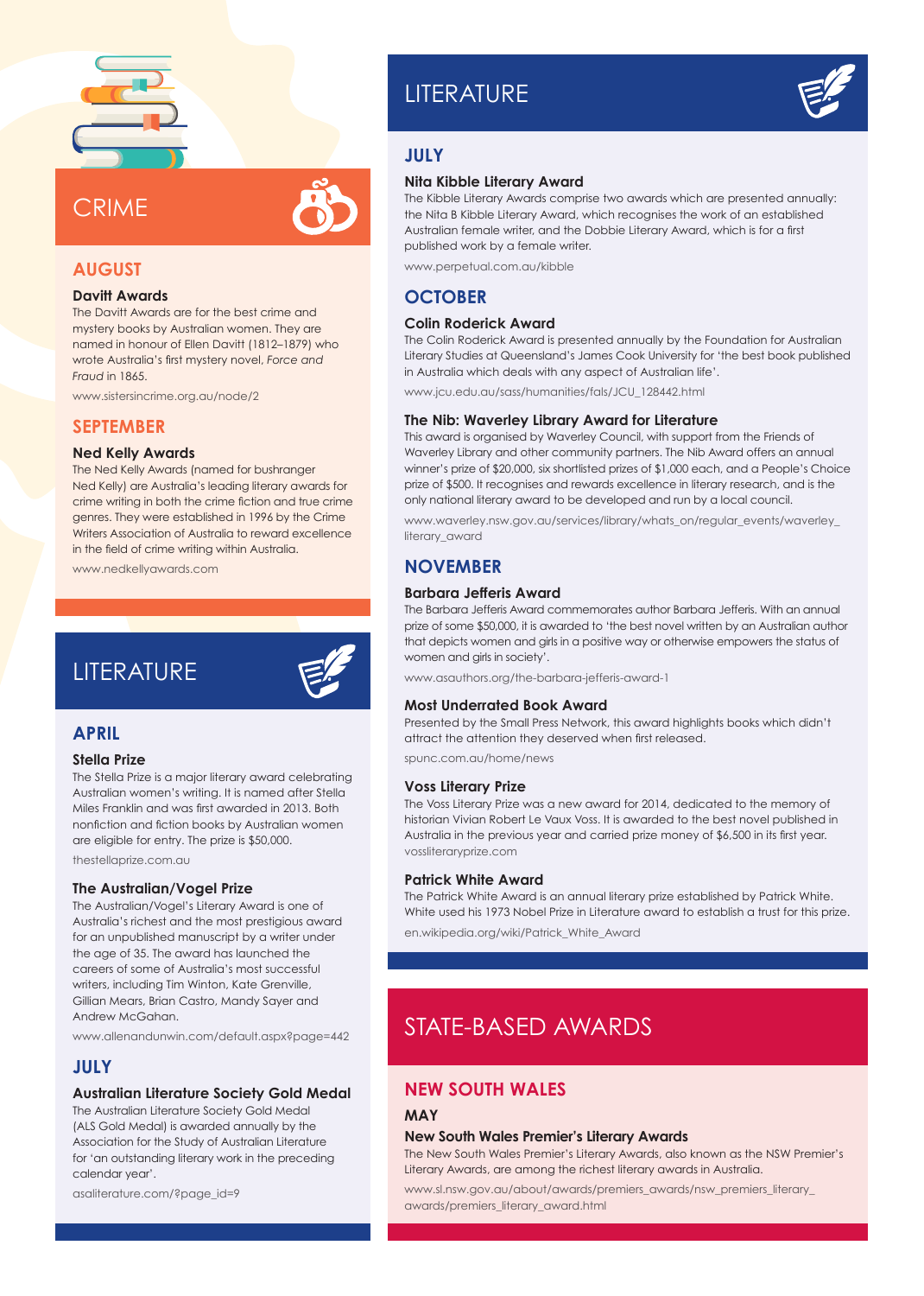## CRIME

### AUGUST

**Davitt Awards**

The Davitt Awards are for the best crime and mystery books by Australian women. They are named in honour of Ellen Davitt (1812–1879) who wrote Australia's first mystery novel, *Force and Fraud* in 1865.

www.sistersincrime.org.au/node/2

### SEPTEMBER

**Ned Kelly Awards**

The Ned Kelly Awards (named for bushranger Ned Kelly) are Australia's leading literary awards for crime writing in both the crime fiction and true crime genres. They were established in 1996 by the Crime Writers Association of Australia to reward excellence in the field of crime writing within Australia.

www.nedkellyawards.com

## LITERATURE

### APRIL

**Stella Prize**

The Stella Prize is a major literary award celebrating Australian women's writing. It is named after Stella Miles Franklin and was first awarded in 2013. Both nonfiction and fiction books by Australian women are eligible for entry. The prize is $50,000.

thestellaprize.com.au

**The Australian/Vogel Prize**

The Australian/Vogel's Literary Award is one of Australia's richest and the most prestigious award for an unpublished manuscript by a writer under the age of 35. The award has launched the careers of some of Australia's most successful writers, including Tim Winton, Kate Grenville, Gillian Mears, Brian Castro, Mandy Sayer and Andrew McGahan.

www.allenandunwin.com/default.aspx?page=442

### JULY

**Australian Literature Society Gold Medal**

The Australian Literature Society Gold Medal (ALS Gold Medal) is awarded annually by the Association for the Study of Australian Literature for 'an outstanding literary work in the preceding calendar year'.

asaliterature.com/?page_id=9

## LITERATURE

### JULY

**Nita Kibble Literary Award**

The Kibble Literary Awards comprise two awards which are presented annually: the Nita B Kibble Literary Award, which recognises the work of an established Australian female writer, and the Dobbie Literary Award, which is for a first published work by a female writer.

www.perpetual.com.au/kibble

### OCTOBER

**Colin Roderick Award**

The Colin Roderick Award is presented annually by the Foundation for Australian Literary Studies at Queensland's James Cook University for 'the best book published in Australia which deals with any aspect of Australian life'.

www.jcu.edu.au/sass/humanities/fals/JCU_128442.html

**The Nib: Waverley Library Award for Literature**

This award is organised by Waverley Council, with support from the Friends of Waverley Library and other community partners. The Nib Award offers an annual winner's prize of $20,000, six shortlisted prizes of $1,000 each, and a People's Choice prize of $500. It recognises and rewards excellence in literary research, and is the only national literary award to be developed and run by a local council.

www.waverley.nsw.gov.au/services/library/whats_on/regular_events/waverley_literary_award

### NOVEMBER

**Barbara Jefferis Award**

The Barbara Jefferis Award commemorates author Barbara Jefferis. With an annual prize of some $50,000, it is awarded to 'the best novel written by an Australian author that depicts women and girls in a positive way or otherwise empowers the status of women and girls in society'.

www.asauthors.org/the-barbara-jefferis-award-1

**Most Underrated Book Award**

Presented by the Small Press Network, this award highlights books which didn't attract the attention they deserved when first released.

spunc.com.au/home/news

**Voss Literary Prize**

The Voss Literary Prize was a new award for 2014, dedicated to the memory of historian Vivian Robert Le Vaux Voss. It is awarded to the best novel published in Australia in the previous year and carried prize money of $6,500 in its first year.

vossliteraryprize.com

**Patrick White Award**

The Patrick White Award is an annual literary prize established by Patrick White. White used his 1973 Nobel Prize in Literature award to establish a trust for this prize.

en.wikipedia.org/wiki/Patrick_White_Award

## STATE-BASED AWARDS

### NEW SOUTH WALES

#### MAY

**New South Wales Premier's Literary Awards**

The New South Wales Premier's Literary Awards, also known as the NSW Premier's Literary Awards, are among the richest literary awards in Australia.

www.sl.nsw.gov.au/about/awards/premiers_awards/nsw_premiers_literary_awards/premiers_literary_award.html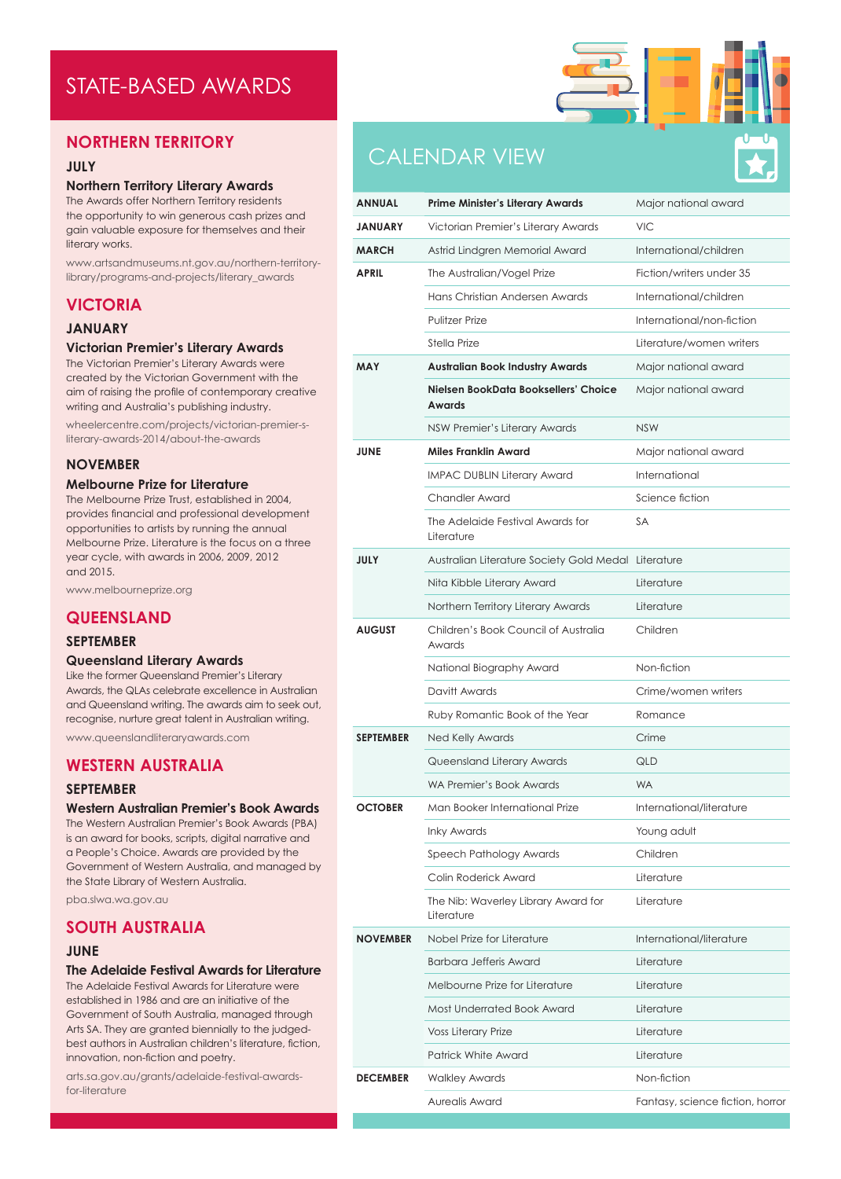# STATE-BASED AWARDS

## NORTHERN TERRITORY

### JULY

**Northern Territory Literary Awards**

The Awards offer Northern Territory residents the opportunity to win generous cash prizes and gain valuable exposure for themselves and their literary works.

www.artsandmuseums.nt.gov.au/northern-territory-library/programs-and-projects/literary_awards

## VICTORIA

### JANUARY

**Victorian Premier's Literary Awards**

The Victorian Premier's Literary Awards were created by the Victorian Government with the aim of raising the profile of contemporary creative writing and Australia's publishing industry.

wheelercentre.com/projects/victorian-premier-s-literary-awards-2014/about-the-awards

### NOVEMBER

**Melbourne Prize for Literature**

The Melbourne Prize Trust, established in 2004, provides financial and professional development opportunities to artists by running the annual Melbourne Prize. Literature is the focus on a three year cycle, with awards in 2006, 2009, 2012 and 2015.

www.melbourneprize.org

## QUEENSLAND

### SEPTEMBER

**Queensland Literary Awards**

Like the former Queensland Premier's Literary Awards, the QLAs celebrate excellence in Australian and Queensland writing. The awards aim to seek out, recognise, nurture great talent in Australian writing.

www.queenslandliteraryawards.com

## WESTERN AUSTRALIA

### SEPTEMBER

**Western Australian Premier's Book Awards**

The Western Australian Premier's Book Awards (PBA) is an award for books, scripts, digital narrative and a People's Choice. Awards are provided by the Government of Western Australia, and managed by the State Library of Western Australia.

pba.slwa.wa.gov.au

## SOUTH AUSTRALIA

### JUNE

**The Adelaide Festival Awards for Literature**

The Adelaide Festival Awards for Literature were established in 1986 and are an initiative of the Government of South Australia, managed through Arts SA. They are granted biennially to the judged-best authors in Australian children's literature, fiction, innovation, non-fiction and poetry.

arts.sa.gov.au/grants/adelaide-festival-awards-for-literature

# CALENDAR VIEW

| | | |
|---|---|---|
| **ANNUAL** | **Prime Minister's Literary Awards** | Major national award |
| **JANUARY** | Victorian Premier's Literary Awards | VIC |
| **MARCH** | Astrid Lindgren Memorial Award | International/children |
| **APRIL** | The Australian/Vogel Prize | Fiction/writers under 35 |
| | Hans Christian Andersen Awards | International/children |
| | Pulitzer Prize | International/non-fiction |
| | Stella Prize | Literature/women writers |
| **MAY** | **Australian Book Industry Awards** | Major national award |
| | **Nielsen BookData Booksellers' Choice Awards** | Major national award |
| | NSW Premier's Literary Awards | NSW |
| **JUNE** | **Miles Franklin Award** | Major national award |
| | IMPAC DUBLIN Literary Award | International |
| | Chandler Award | Science fiction |
| | The Adelaide Festival Awards for Literature | SA |
| **JULY** | Australian Literature Society Gold Medal | Literature |
| | Nita Kibble Literary Award | Literature |
| | Northern Territory Literary Awards | Literature |
| **AUGUST** | Children's Book Council of Australia Awards | Children |
| | National Biography Award | Non-fiction |
| | Davitt Awards | Crime/women writers |
| | Ruby Romantic Book of the Year | Romance |
| **SEPTEMBER** | Ned Kelly Awards | Crime |
| | Queensland Literary Awards | QLD |
| | WA Premier's Book Awards | WA |
| **OCTOBER** | Man Booker International Prize | International/literature |
| | Inky Awards | Young adult |
| | Speech Pathology Awards | Children |
| | Colin Roderick Award | Literature |
| | The Nib: Waverley Library Award for Literature | Literature |
| **NOVEMBER** | Nobel Prize for Literature | International/literature |
| | Barbara Jefferis Award | Literature |
| | Melbourne Prize for Literature | Literature |
| | Most Underrated Book Award | Literature |
| | Voss Literary Prize | Literature |
| | Patrick White Award | Literature |
| **DECEMBER** | Walkley Awards | Non-fiction |
| | Aurealis Award | Fantasy, science fiction, horror |